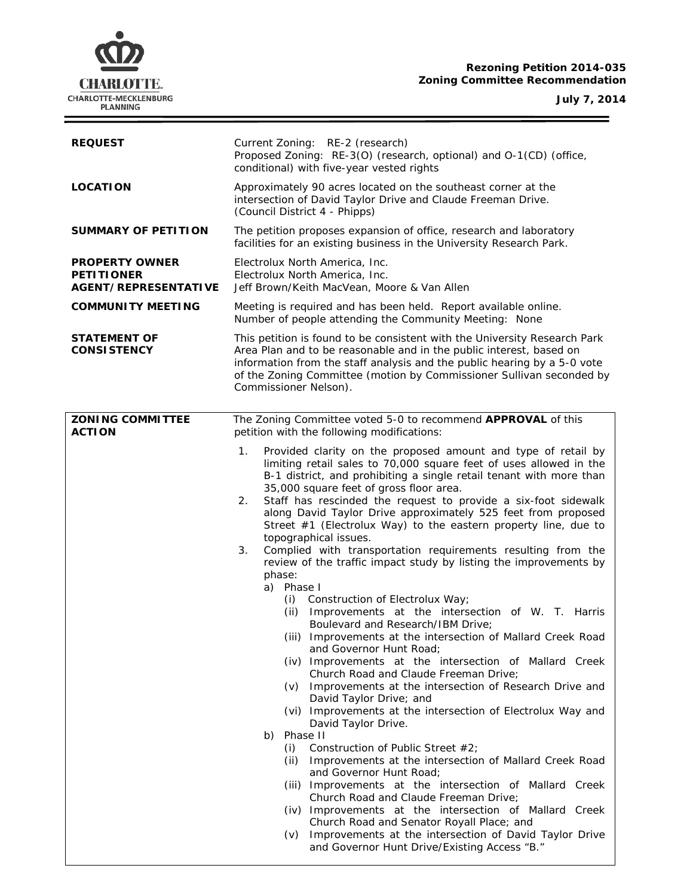**Rezoning Petition 2014-035**
**Zoning Committee Recommendation**

**July 7, 2014**

| | |
|---|---|
| **REQUEST** | Current Zoning: RE-2 (research)<br>Proposed Zoning: RE-3(O) (research, optional) and O-1(CD) (office, conditional) with five-year vested rights |
| **LOCATION** | Approximately 90 acres located on the southeast corner at the intersection of David Taylor Drive and Claude Freeman Drive.<br>(Council District 4 - Phipps) |
| **SUMMARY OF PETITION** | The petition proposes expansion of office, research and laboratory facilities for an existing business in the University Research Park. |
| **PROPERTY OWNER**<br>**PETITIONER**<br>**AGENT/REPRESENTATIVE** | Electrolux North America, Inc.<br>Electrolux North America, Inc.<br>Jeff Brown/Keith MacVean, Moore & Van Allen |
| **COMMUNITY MEETING** | Meeting is required and has been held. Report available online.<br>Number of people attending the Community Meeting: None |
| **STATEMENT OF CONSISTENCY** | This petition is found to be consistent with the University Research Park Area Plan and to be reasonable and in the public interest, based on information from the staff analysis and the public hearing by a 5-0 vote of the Zoning Committee (motion by Commissioner Sullivan seconded by Commissioner Nelson). |

**ZONING COMMITTEE ACTION**

The Zoning Committee voted 5-0 to recommend **APPROVAL** of this petition with the following modifications:

1. Provided clarity on the proposed amount and type of retail by limiting retail sales to 70,000 square feet of uses allowed in the B-1 district, and prohibiting a single retail tenant with more than 35,000 square feet of gross floor area.
2. Staff has rescinded the request to provide a six-foot sidewalk along David Taylor Drive approximately 525 feet from proposed Street #1 (Electrolux Way) to the eastern property line, due to topographical issues.
3. Complied with transportation requirements resulting from the review of the traffic impact study by listing the improvements by phase:
   a) Phase I
      (i) Construction of Electrolux Way;
      (ii) Improvements at the intersection of W. T. Harris Boulevard and Research/IBM Drive;
      (iii) Improvements at the intersection of Mallard Creek Road and Governor Hunt Road;
      (iv) Improvements at the intersection of Mallard Creek Church Road and Claude Freeman Drive;
      (v) Improvements at the intersection of Research Drive and David Taylor Drive; and
      (vi) Improvements at the intersection of Electrolux Way and David Taylor Drive.
   b) Phase II
      (i) Construction of Public Street #2;
      (ii) Improvements at the intersection of Mallard Creek Road and Governor Hunt Road;
      (iii) Improvements at the intersection of Mallard Creek Church Road and Claude Freeman Drive;
      (iv) Improvements at the intersection of Mallard Creek Church Road and Senator Royall Place; and
      (v) Improvements at the intersection of David Taylor Drive and Governor Hunt Drive/Existing Access "B."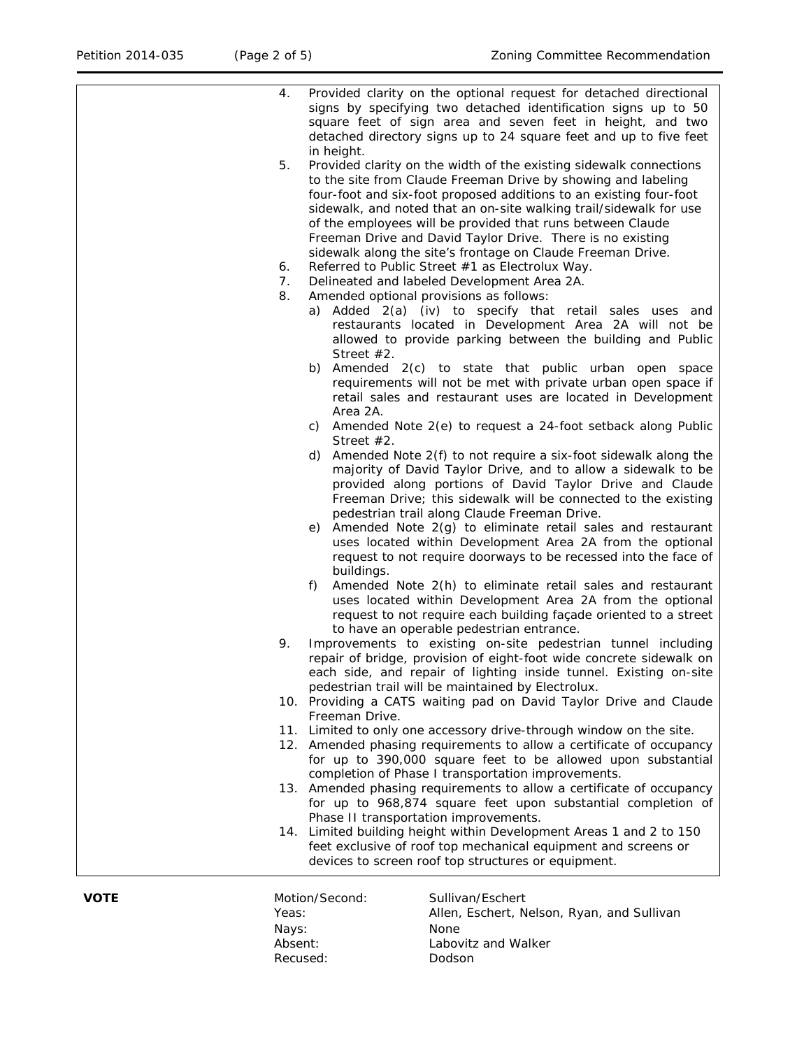4. Provided clarity on the optional request for detached directional signs by specifying two detached identification signs up to 50 square feet of sign area and seven feet in height, and two detached directory signs up to 24 square feet and up to five feet in height.
5. Provided clarity on the width of the existing sidewalk connections to the site from Claude Freeman Drive by showing and labeling four-foot and six-foot proposed additions to an existing four-foot sidewalk, and noted that an on-site walking trail/sidewalk for use of the employees will be provided that runs between Claude Freeman Drive and David Taylor Drive. There is no existing sidewalk along the site's frontage on Claude Freeman Drive.
6. Referred to Public Street #1 as Electrolux Way.
7. Delineated and labeled Development Area 2A.
8. Amended optional provisions as follows:
   a) Added 2(a) (iv) to specify that retail sales uses and restaurants located in Development Area 2A will not be allowed to provide parking between the building and Public Street #2.
   b) Amended 2(c) to state that public urban open space requirements will not be met with private urban open space if retail sales and restaurant uses are located in Development Area 2A.
   c) Amended Note 2(e) to request a 24-foot setback along Public Street #2.
   d) Amended Note 2(f) to not require a six-foot sidewalk along the majority of David Taylor Drive, and to allow a sidewalk to be provided along portions of David Taylor Drive and Claude Freeman Drive; this sidewalk will be connected to the existing pedestrian trail along Claude Freeman Drive.
   e) Amended Note 2(g) to eliminate retail sales and restaurant uses located within Development Area 2A from the optional request to not require doorways to be recessed into the face of buildings.
   f) Amended Note 2(h) to eliminate retail sales and restaurant uses located within Development Area 2A from the optional request to not require each building façade oriented to a street to have an operable pedestrian entrance.
9. Improvements to existing on-site pedestrian tunnel including repair of bridge, provision of eight-foot wide concrete sidewalk on each side, and repair of lighting inside tunnel. Existing on-site pedestrian trail will be maintained by Electrolux.
10. Providing a CATS waiting pad on David Taylor Drive and Claude Freeman Drive.
11. Limited to only one accessory drive-through window on the site.
12. Amended phasing requirements to allow a certificate of occupancy for up to 390,000 square feet to be allowed upon substantial completion of Phase I transportation improvements.
13. Amended phasing requirements to allow a certificate of occupancy for up to 968,874 square feet upon substantial completion of Phase II transportation improvements.
14. Limited building height within Development Areas 1 and 2 to 150 feet exclusive of roof top mechanical equipment and screens or devices to screen roof top structures or equipment.

| **VOTE** | | |
|---|---|---|
| | Motion/Second: | Sullivan/Eschert |
| | Yeas: | Allen, Eschert, Nelson, Ryan, and Sullivan |
| | Nays: | None |
| | Absent: | Labovitz and Walker |
| | Recused: | Dodson |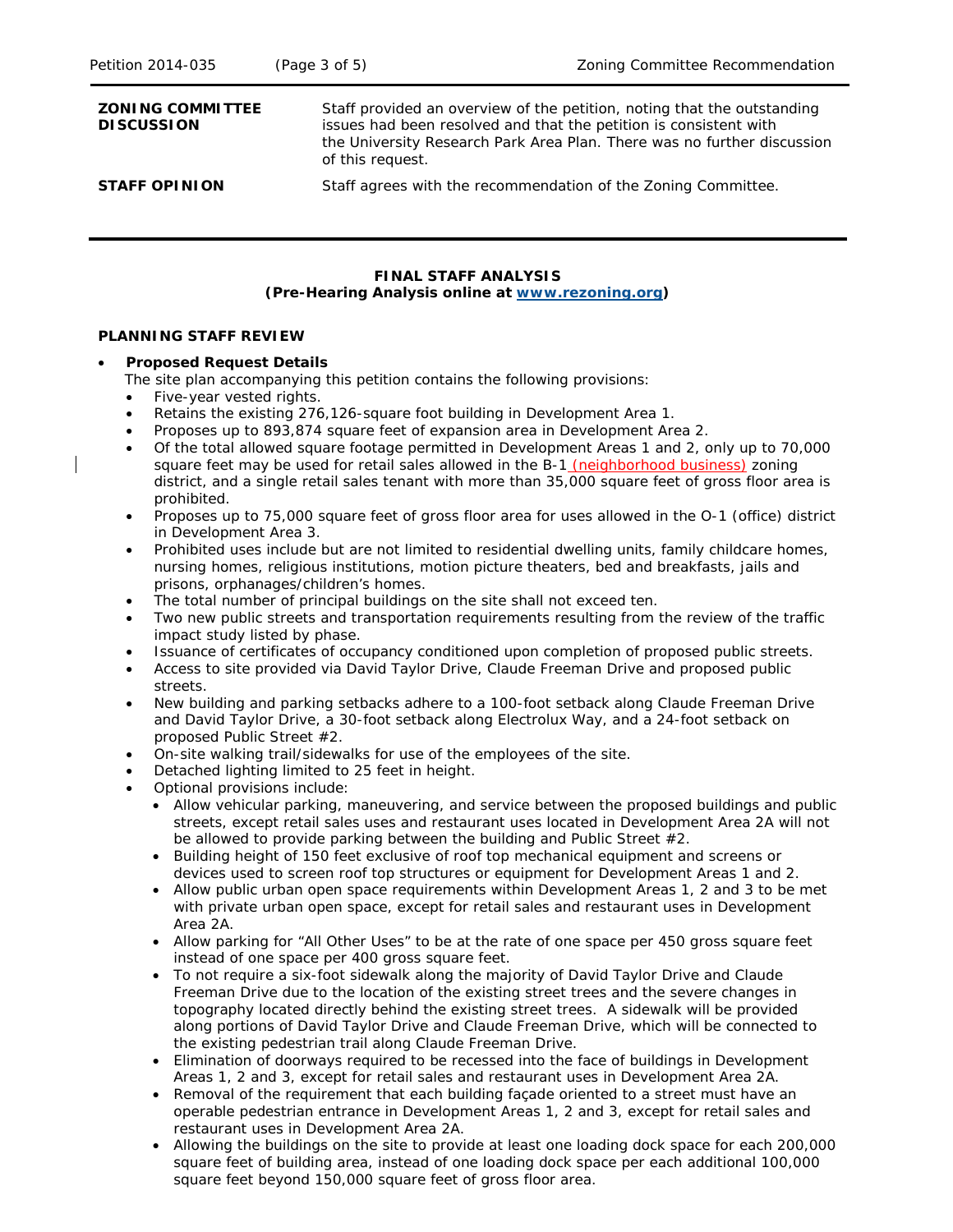| | |
|---|---|
| **ZONING COMMITTEE DISCUSSION** | Staff provided an overview of the petition, noting that the outstanding issues had been resolved and that the petition is consistent with the University Research Park Area Plan. There was no further discussion of this request. |
| **STAFF OPINION** | Staff agrees with the recommendation of the Zoning Committee. |

**FINAL STAFF ANALYSIS**
**(Pre-Hearing Analysis online at [www.rezoning.org](www.rezoning.org))**

**PLANNING STAFF REVIEW**

- **Proposed Request Details**
  The site plan accompanying this petition contains the following provisions:
  - Five-year vested rights.
  - Retains the existing 276,126-square foot building in Development Area 1.
  - Proposes up to 893,874 square feet of expansion area in Development Area 2.
  - Of the total allowed square footage permitted in Development Areas 1 and 2, only up to 70,000 square feet may be used for retail sales allowed in the B-1 (neighborhood business) zoning district, and a single retail sales tenant with more than 35,000 square feet of gross floor area is prohibited.
  - Proposes up to 75,000 square feet of gross floor area for uses allowed in the O-1 (office) district in Development Area 3.
  - Prohibited uses include but are not limited to residential dwelling units, family childcare homes, nursing homes, religious institutions, motion picture theaters, bed and breakfasts, jails and prisons, orphanages/children's homes.
  - The total number of principal buildings on the site shall not exceed ten.
  - Two new public streets and transportation requirements resulting from the review of the traffic impact study listed by phase.
  - Issuance of certificates of occupancy conditioned upon completion of proposed public streets.
  - Access to site provided via David Taylor Drive, Claude Freeman Drive and proposed public streets.
  - New building and parking setbacks adhere to a 100-foot setback along Claude Freeman Drive and David Taylor Drive, a 30-foot setback along Electrolux Way, and a 24-foot setback on proposed Public Street #2.
  - On-site walking trail/sidewalks for use of the employees of the site.
  - Detached lighting limited to 25 feet in height.
  - Optional provisions include:
    - Allow vehicular parking, maneuvering, and service between the proposed buildings and public streets, except retail sales uses and restaurant uses located in Development Area 2A will not be allowed to provide parking between the building and Public Street #2.
    - Building height of 150 feet exclusive of roof top mechanical equipment and screens or devices used to screen roof top structures or equipment for Development Areas 1 and 2.
    - Allow public urban open space requirements within Development Areas 1, 2 and 3 to be met with private urban open space, except for retail sales and restaurant uses in Development Area 2A.
    - Allow parking for "All Other Uses" to be at the rate of one space per 450 gross square feet instead of one space per 400 gross square feet.
    - To not require a six-foot sidewalk along the majority of David Taylor Drive and Claude Freeman Drive due to the location of the existing street trees and the severe changes in topography located directly behind the existing street trees. A sidewalk will be provided along portions of David Taylor Drive and Claude Freeman Drive, which will be connected to the existing pedestrian trail along Claude Freeman Drive.
    - Elimination of doorways required to be recessed into the face of buildings in Development Areas 1, 2 and 3, except for retail sales and restaurant uses in Development Area 2A.
    - Removal of the requirement that each building façade oriented to a street must have an operable pedestrian entrance in Development Areas 1, 2 and 3, except for retail sales and restaurant uses in Development Area 2A.
    - Allowing the buildings on the site to provide at least one loading dock space for each 200,000 square feet of building area, instead of one loading dock space per each additional 100,000 square feet beyond 150,000 square feet of gross floor area.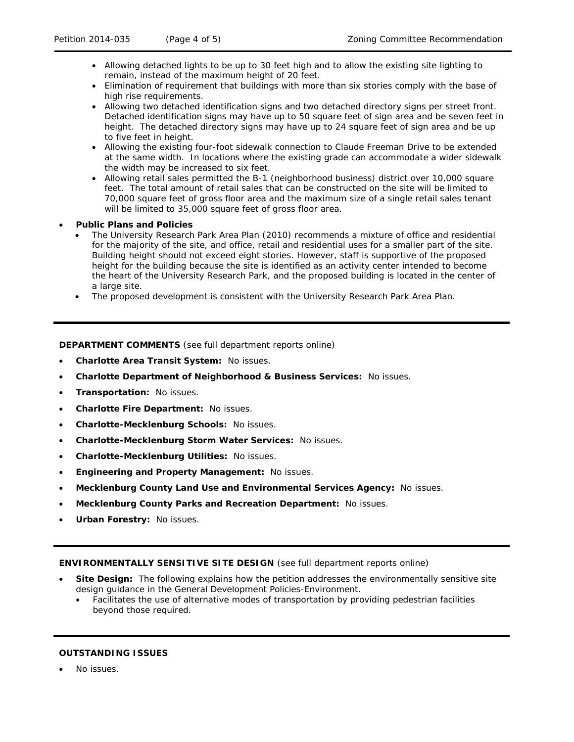- Allowing detached lights to be up to 30 feet high and to allow the existing site lighting to remain, instead of the maximum height of 20 feet.
    - Elimination of requirement that buildings with more than six stories comply with the base of high rise requirements.
    - Allowing two detached identification signs and two detached directory signs per street front. Detached identification signs may have up to 50 square feet of sign area and be seven feet in height. The detached directory signs may have up to 24 square feet of sign area and be up to five feet in height.
    - Allowing the existing four-foot sidewalk connection to Claude Freeman Drive to be extended at the same width. In locations where the existing grade can accommodate a wider sidewalk the width may be increased to six feet.
    - Allowing retail sales permitted the B-1 (neighborhood business) district over 10,000 square feet. The total amount of retail sales that can be constructed on the site will be limited to 70,000 square feet of gross floor area and the maximum size of a single retail sales tenant will be limited to 35,000 square feet of gross floor area.

- **Public Plans and Policies**
    - The University Research Park Area Plan (2010) recommends a mixture of office and residential for the majority of the site, and office, retail and residential uses for a smaller part of the site. Building height should not exceed eight stories. However, staff is supportive of the proposed height for the building because the site is identified as an activity center intended to become the heart of the University Research Park, and the proposed building is located in the center of a large site.
    - The proposed development is consistent with the University Research Park Area Plan.

---

**DEPARTMENT COMMENTS** (see full department reports online)

- **Charlotte Area Transit System:** No issues.
- **Charlotte Department of Neighborhood & Business Services:** No issues.
- **Transportation:** No issues.
- **Charlotte Fire Department:** No issues.
- **Charlotte-Mecklenburg Schools:** No issues.
- **Charlotte-Mecklenburg Storm Water Services:** No issues.
- **Charlotte-Mecklenburg Utilities:** No issues.
- **Engineering and Property Management:** No issues.
- **Mecklenburg County Land Use and Environmental Services Agency:** No issues.
- **Mecklenburg County Parks and Recreation Department:** No issues.
- **Urban Forestry:** No issues.

---

**ENVIRONMENTALLY SENSITIVE SITE DESIGN** (see full department reports online)

- **Site Design:** The following explains how the petition addresses the environmentally sensitive site design guidance in the General Development Policies-Environment.
    - Facilitates the use of alternative modes of transportation by providing pedestrian facilities beyond those required.

---

**OUTSTANDING ISSUES**

- No issues.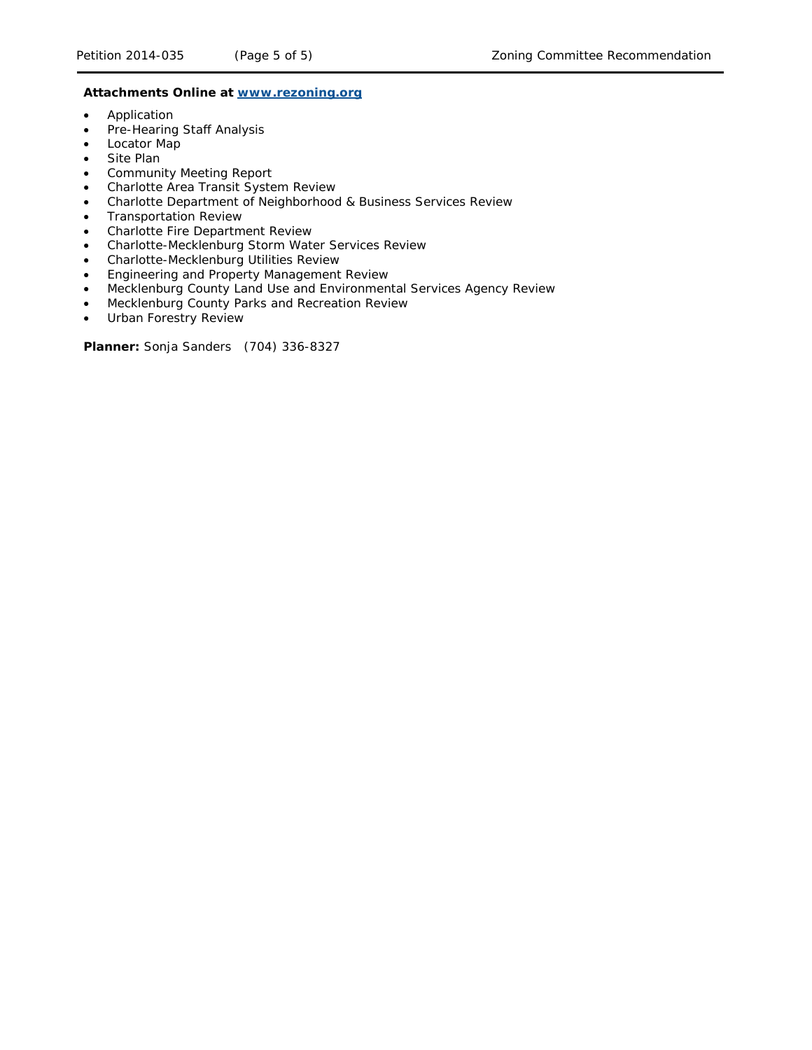**Attachments Online at [www.rezoning.org](www.rezoning.org)**

- Application
- Pre-Hearing Staff Analysis
- Locator Map
- Site Plan
- Community Meeting Report
- Charlotte Area Transit System Review
- Charlotte Department of Neighborhood & Business Services Review
- Transportation Review
- Charlotte Fire Department Review
- Charlotte-Mecklenburg Storm Water Services Review
- Charlotte-Mecklenburg Utilities Review
- Engineering and Property Management Review
- Mecklenburg County Land Use and Environmental Services Agency Review
- Mecklenburg County Parks and Recreation Review
- Urban Forestry Review

**Planner:** Sonja Sanders (704) 336-8327